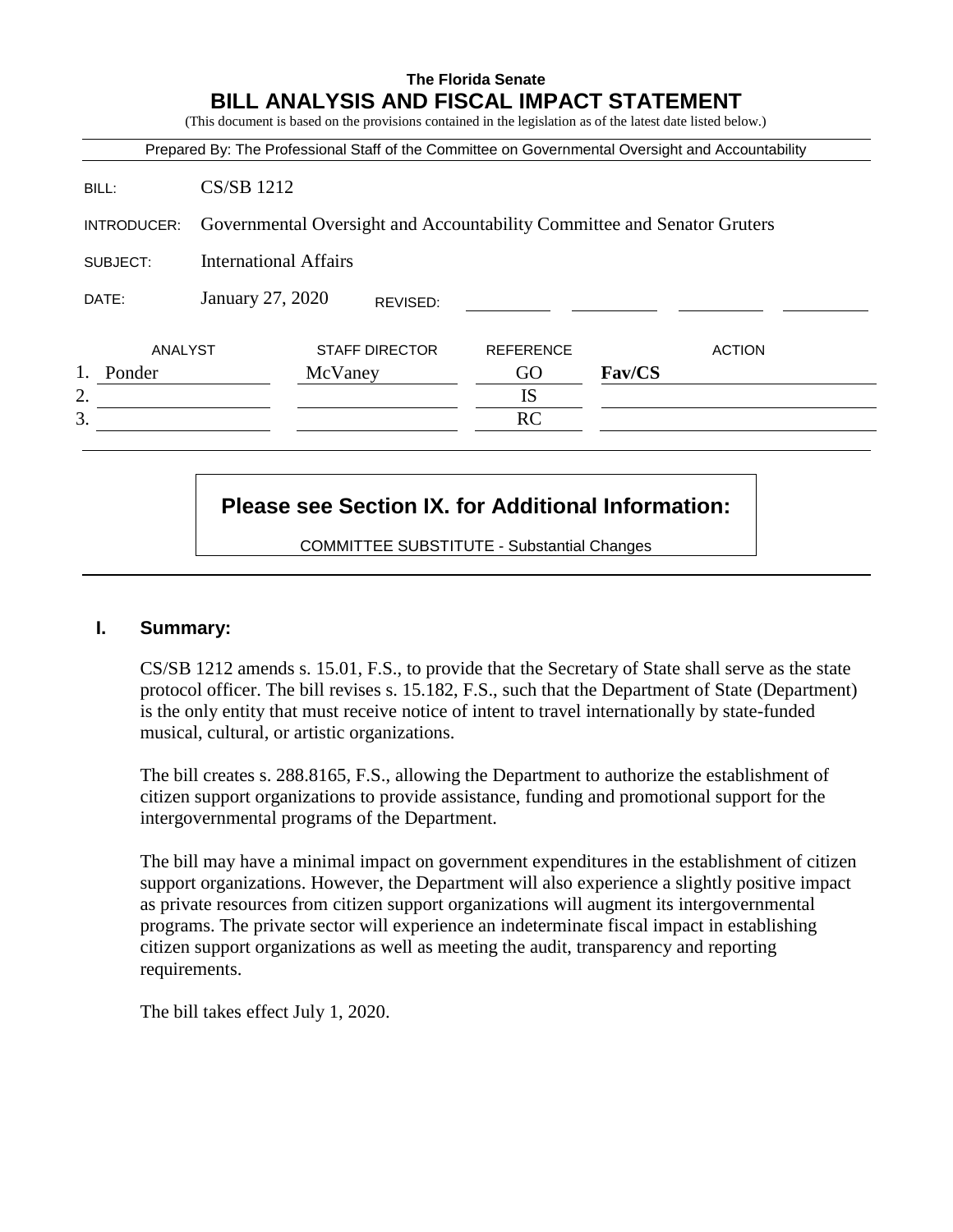**The Florida Senate**

# BILL ANALYSIS AND FISCAL IMPACT STATEMENT

(This document is based on the provisions contained in the legislation as of the latest date listed below.)

Prepared By: The Professional Staff of the Committee on Governmental Oversight and Accountability

| | |
|---|---|
| BILL: | CS/SB 1212 |
| INTRODUCER: | Governmental Oversight and Accountability Committee and Senator Gruters |
| SUBJECT: | International Affairs |
| DATE: | January 27, 2020 REVISED: |

| | ANALYST | STAFF DIRECTOR | REFERENCE | ACTION |
|---|---|---|---|---|
| 1. | Ponder | McVaney | GO | **Fav/CS** |
| 2. | | | IS | |
| 3. | | | RC | |

**Please see Section IX. for Additional Information:**

COMMITTEE SUBSTITUTE - Substantial Changes

## I. Summary:

CS/SB 1212 amends s. 15.01, F.S., to provide that the Secretary of State shall serve as the state protocol officer. The bill revises s. 15.182, F.S., such that the Department of State (Department) is the only entity that must receive notice of intent to travel internationally by state-funded musical, cultural, or artistic organizations.

The bill creates s. 288.8165, F.S., allowing the Department to authorize the establishment of citizen support organizations to provide assistance, funding and promotional support for the intergovernmental programs of the Department.

The bill may have a minimal impact on government expenditures in the establishment of citizen support organizations. However, the Department will also experience a slightly positive impact as private resources from citizen support organizations will augment its intergovernmental programs. The private sector will experience an indeterminate fiscal impact in establishing citizen support organizations as well as meeting the audit, transparency and reporting requirements.

The bill takes effect July 1, 2020.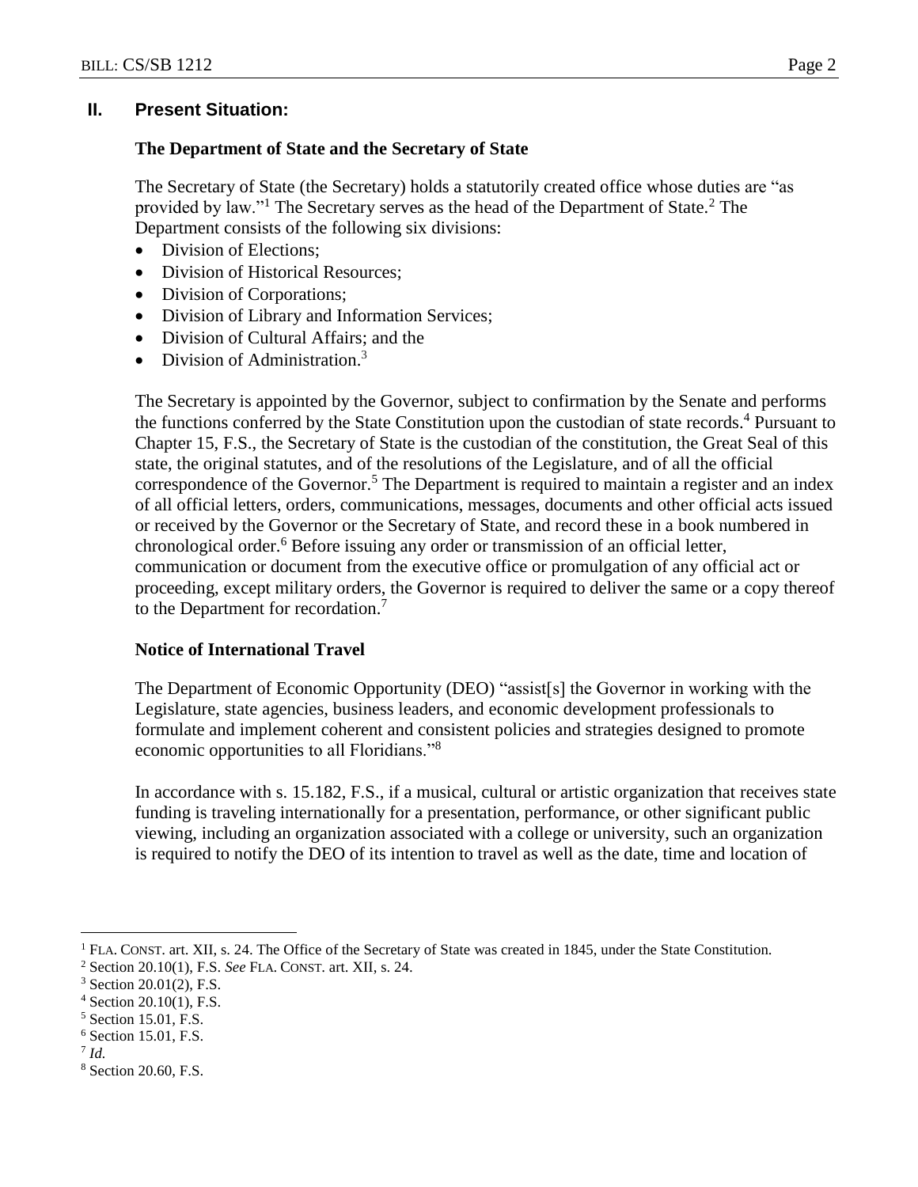## II. Present Situation:

### The Department of State and the Secretary of State

The Secretary of State (the Secretary) holds a statutorily created office whose duties are "as provided by law."[1] The Secretary serves as the head of the Department of State.[2] The Department consists of the following six divisions:

- Division of Elections;
- Division of Historical Resources;
- Division of Corporations;
- Division of Library and Information Services;
- Division of Cultural Affairs; and the
- Division of Administration.[3]

The Secretary is appointed by the Governor, subject to confirmation by the Senate and performs the functions conferred by the State Constitution upon the custodian of state records.[4] Pursuant to Chapter 15, F.S., the Secretary of State is the custodian of the constitution, the Great Seal of this state, the original statutes, and of the resolutions of the Legislature, and of all the official correspondence of the Governor.[5] The Department is required to maintain a register and an index of all official letters, orders, communications, messages, documents and other official acts issued or received by the Governor or the Secretary of State, and record these in a book numbered in chronological order.[6] Before issuing any order or transmission of an official letter, communication or document from the executive office or promulgation of any official act or proceeding, except military orders, the Governor is required to deliver the same or a copy thereof to the Department for recordation.[7]

### Notice of International Travel

The Department of Economic Opportunity (DEO) "assist[s] the Governor in working with the Legislature, state agencies, business leaders, and economic development professionals to formulate and implement coherent and consistent policies and strategies designed to promote economic opportunities to all Floridians."[8]

In accordance with s. 15.182, F.S., if a musical, cultural or artistic organization that receives state funding is traveling internationally for a presentation, performance, or other significant public viewing, including an organization associated with a college or university, such an organization is required to notify the DEO of its intention to travel as well as the date, time and location of

---

[1] FLA. CONST. art. XII, s. 24. The Office of the Secretary of State was created in 1845, under the State Constitution.

[2] Section 20.10(1), F.S. *See* FLA. CONST. art. XII, s. 24.

[3] Section 20.01(2), F.S.

[4] Section 20.10(1), F.S.

[5] Section 15.01, F.S.

[6] Section 15.01, F.S.

[7] *Id.*

[8] Section 20.60, F.S.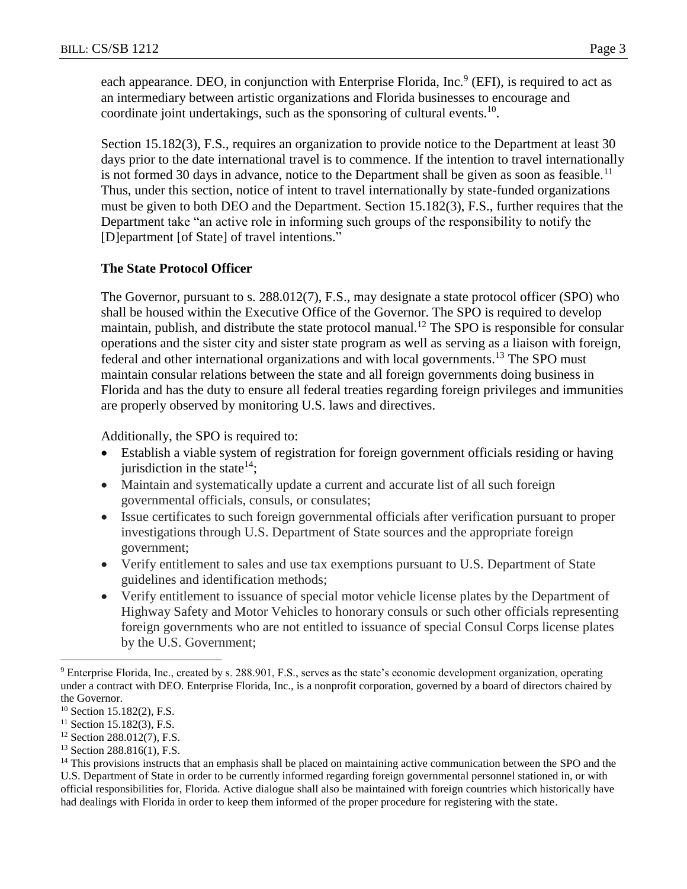each appearance. DEO, in conjunction with Enterprise Florida, Inc.[9] (EFI), is required to act as an intermediary between artistic organizations and Florida businesses to encourage and coordinate joint undertakings, such as the sponsoring of cultural events.[10].

Section 15.182(3), F.S., requires an organization to provide notice to the Department at least 30 days prior to the date international travel is to commence. If the intention to travel internationally is not formed 30 days in advance, notice to the Department shall be given as soon as feasible.[11] Thus, under this section, notice of intent to travel internationally by state-funded organizations must be given to both DEO and the Department. Section 15.182(3), F.S., further requires that the Department take "an active role in informing such groups of the responsibility to notify the [D]epartment [of State] of travel intentions."

**The State Protocol Officer**

The Governor, pursuant to s. 288.012(7), F.S., may designate a state protocol officer (SPO) who shall be housed within the Executive Office of the Governor. The SPO is required to develop maintain, publish, and distribute the state protocol manual.[12] The SPO is responsible for consular operations and the sister city and sister state program as well as serving as a liaison with foreign, federal and other international organizations and with local governments.[13] The SPO must maintain consular relations between the state and all foreign governments doing business in Florida and has the duty to ensure all federal treaties regarding foreign privileges and immunities are properly observed by monitoring U.S. laws and directives.

Additionally, the SPO is required to:

- Establish a viable system of registration for foreign government officials residing or having jurisdiction in the state[14];
- Maintain and systematically update a current and accurate list of all such foreign governmental officials, consuls, or consulates;
- Issue certificates to such foreign governmental officials after verification pursuant to proper investigations through U.S. Department of State sources and the appropriate foreign government;
- Verify entitlement to sales and use tax exemptions pursuant to U.S. Department of State guidelines and identification methods;
- Verify entitlement to issuance of special motor vehicle license plates by the Department of Highway Safety and Motor Vehicles to honorary consuls or such other officials representing foreign governments who are not entitled to issuance of special Consul Corps license plates by the U.S. Government;

---

[9] Enterprise Florida, Inc., created by s. 288.901, F.S., serves as the state's economic development organization, operating under a contract with DEO. Enterprise Florida, Inc., is a nonprofit corporation, governed by a board of directors chaired by the Governor.

[10] Section 15.182(2), F.S.

[11] Section 15.182(3), F.S.

[12] Section 288.012(7), F.S.

[13] Section 288.816(1), F.S.

[14] This provisions instructs that an emphasis shall be placed on maintaining active communication between the SPO and the U.S. Department of State in order to be currently informed regarding foreign governmental personnel stationed in, or with official responsibilities for, Florida. Active dialogue shall also be maintained with foreign countries which historically have had dealings with Florida in order to keep them informed of the proper procedure for registering with the state.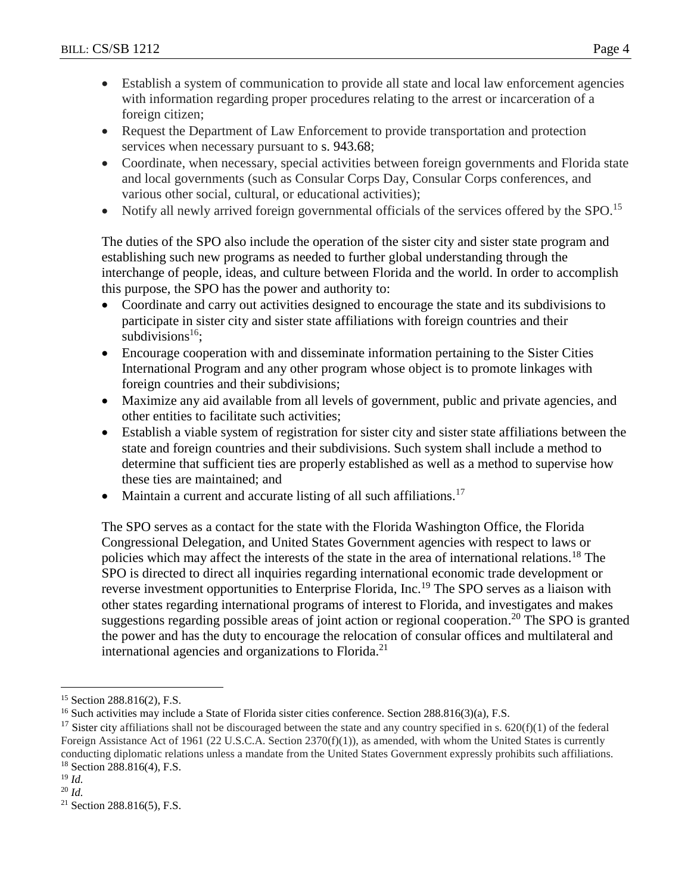- Establish a system of communication to provide all state and local law enforcement agencies with information regarding proper procedures relating to the arrest or incarceration of a foreign citizen;
- Request the Department of Law Enforcement to provide transportation and protection services when necessary pursuant to s. 943.68;
- Coordinate, when necessary, special activities between foreign governments and Florida state and local governments (such as Consular Corps Day, Consular Corps conferences, and various other social, cultural, or educational activities);
- Notify all newly arrived foreign governmental officials of the services offered by the SPO.[15]

The duties of the SPO also include the operation of the sister city and sister state program and establishing such new programs as needed to further global understanding through the interchange of people, ideas, and culture between Florida and the world. In order to accomplish this purpose, the SPO has the power and authority to:

- Coordinate and carry out activities designed to encourage the state and its subdivisions to participate in sister city and sister state affiliations with foreign countries and their subdivisions[16];
- Encourage cooperation with and disseminate information pertaining to the Sister Cities International Program and any other program whose object is to promote linkages with foreign countries and their subdivisions;
- Maximize any aid available from all levels of government, public and private agencies, and other entities to facilitate such activities;
- Establish a viable system of registration for sister city and sister state affiliations between the state and foreign countries and their subdivisions. Such system shall include a method to determine that sufficient ties are properly established as well as a method to supervise how these ties are maintained; and
- Maintain a current and accurate listing of all such affiliations.[17]

The SPO serves as a contact for the state with the Florida Washington Office, the Florida Congressional Delegation, and United States Government agencies with respect to laws or policies which may affect the interests of the state in the area of international relations.[18] The SPO is directed to direct all inquiries regarding international economic trade development or reverse investment opportunities to Enterprise Florida, Inc.[19] The SPO serves as a liaison with other states regarding international programs of interest to Florida, and investigates and makes suggestions regarding possible areas of joint action or regional cooperation.[20] The SPO is granted the power and has the duty to encourage the relocation of consular offices and multilateral and international agencies and organizations to Florida.[21]

---

[15] Section 288.816(2), F.S.

[16] Such activities may include a State of Florida sister cities conference. Section 288.816(3)(a), F.S.

[17] Sister city affiliations shall not be discouraged between the state and any country specified in s. 620(f)(1) of the federal Foreign Assistance Act of 1961 (22 U.S.C.A. Section 2370(f)(1)), as amended, with whom the United States is currently conducting diplomatic relations unless a mandate from the United States Government expressly prohibits such affiliations.

[18] Section 288.816(4), F.S.

[19] *Id.*

[20] *Id.*

[21] Section 288.816(5), F.S.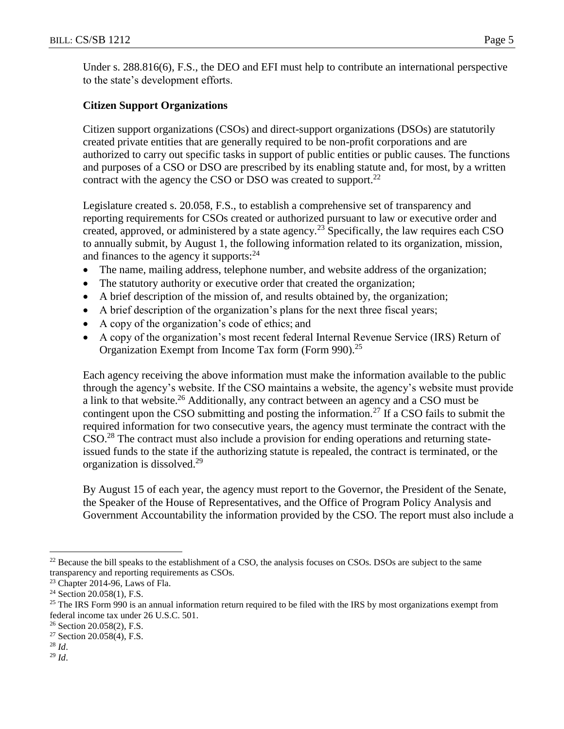Under s. 288.816(6), F.S., the DEO and EFI must help to contribute an international perspective to the state's development efforts.

**Citizen Support Organizations**

Citizen support organizations (CSOs) and direct-support organizations (DSOs) are statutorily created private entities that are generally required to be non-profit corporations and are authorized to carry out specific tasks in support of public entities or public causes. The functions and purposes of a CSO or DSO are prescribed by its enabling statute and, for most, by a written contract with the agency the CSO or DSO was created to support.[22]

Legislature created s. 20.058, F.S., to establish a comprehensive set of transparency and reporting requirements for CSOs created or authorized pursuant to law or executive order and created, approved, or administered by a state agency.[23] Specifically, the law requires each CSO to annually submit, by August 1, the following information related to its organization, mission, and finances to the agency it supports:[24]

- The name, mailing address, telephone number, and website address of the organization;
- The statutory authority or executive order that created the organization;
- A brief description of the mission of, and results obtained by, the organization;
- A brief description of the organization's plans for the next three fiscal years;
- A copy of the organization's code of ethics; and
- A copy of the organization's most recent federal Internal Revenue Service (IRS) Return of Organization Exempt from Income Tax form (Form 990).[25]

Each agency receiving the above information must make the information available to the public through the agency's website. If the CSO maintains a website, the agency's website must provide a link to that website.[26] Additionally, any contract between an agency and a CSO must be contingent upon the CSO submitting and posting the information.[27] If a CSO fails to submit the required information for two consecutive years, the agency must terminate the contract with the CSO.[28] The contract must also include a provision for ending operations and returning state-issued funds to the state if the authorizing statute is repealed, the contract is terminated, or the organization is dissolved.[29]

By August 15 of each year, the agency must report to the Governor, the President of the Senate, the Speaker of the House of Representatives, and the Office of Program Policy Analysis and Government Accountability the information provided by the CSO. The report must also include a

---

[22] Because the bill speaks to the establishment of a CSO, the analysis focuses on CSOs. DSOs are subject to the same transparency and reporting requirements as CSOs.

[23] Chapter 2014-96, Laws of Fla.

[24] Section 20.058(1), F.S.

[25] The IRS Form 990 is an annual information return required to be filed with the IRS by most organizations exempt from federal income tax under 26 U.S.C. 501.

[26] Section 20.058(2), F.S.

[27] Section 20.058(4), F.S.

[28] *Id*.

[29] *Id*.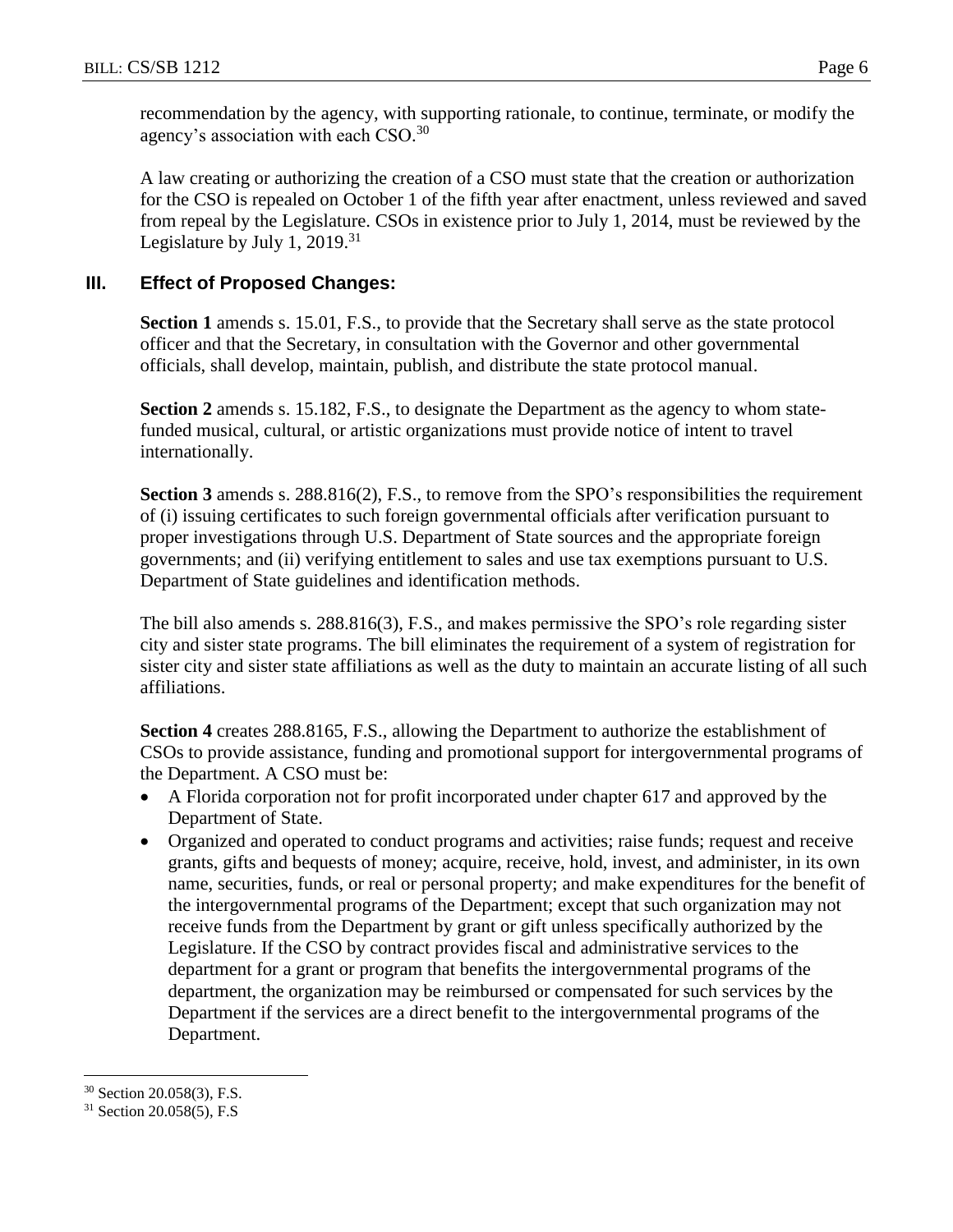recommendation by the agency, with supporting rationale, to continue, terminate, or modify the agency's association with each CSO.[30]

A law creating or authorizing the creation of a CSO must state that the creation or authorization for the CSO is repealed on October 1 of the fifth year after enactment, unless reviewed and saved from repeal by the Legislature. CSOs in existence prior to July 1, 2014, must be reviewed by the Legislature by July 1, 2019.[31]

## III. Effect of Proposed Changes:

**Section 1** amends s. 15.01, F.S., to provide that the Secretary shall serve as the state protocol officer and that the Secretary, in consultation with the Governor and other governmental officials, shall develop, maintain, publish, and distribute the state protocol manual.

**Section 2** amends s. 15.182, F.S., to designate the Department as the agency to whom state-funded musical, cultural, or artistic organizations must provide notice of intent to travel internationally.

**Section 3** amends s. 288.816(2), F.S., to remove from the SPO's responsibilities the requirement of (i) issuing certificates to such foreign governmental officials after verification pursuant to proper investigations through U.S. Department of State sources and the appropriate foreign governments; and (ii) verifying entitlement to sales and use tax exemptions pursuant to U.S. Department of State guidelines and identification methods.

The bill also amends s. 288.816(3), F.S., and makes permissive the SPO's role regarding sister city and sister state programs. The bill eliminates the requirement of a system of registration for sister city and sister state affiliations as well as the duty to maintain an accurate listing of all such affiliations.

**Section 4** creates 288.8165, F.S., allowing the Department to authorize the establishment of CSOs to provide assistance, funding and promotional support for intergovernmental programs of the Department. A CSO must be:

- A Florida corporation not for profit incorporated under chapter 617 and approved by the Department of State.
- Organized and operated to conduct programs and activities; raise funds; request and receive grants, gifts and bequests of money; acquire, receive, hold, invest, and administer, in its own name, securities, funds, or real or personal property; and make expenditures for the benefit of the intergovernmental programs of the Department; except that such organization may not receive funds from the Department by grant or gift unless specifically authorized by the Legislature. If the CSO by contract provides fiscal and administrative services to the department for a grant or program that benefits the intergovernmental programs of the department, the organization may be reimbursed or compensated for such services by the Department if the services are a direct benefit to the intergovernmental programs of the Department.

---

[30] Section 20.058(3), F.S.

[31] Section 20.058(5), F.S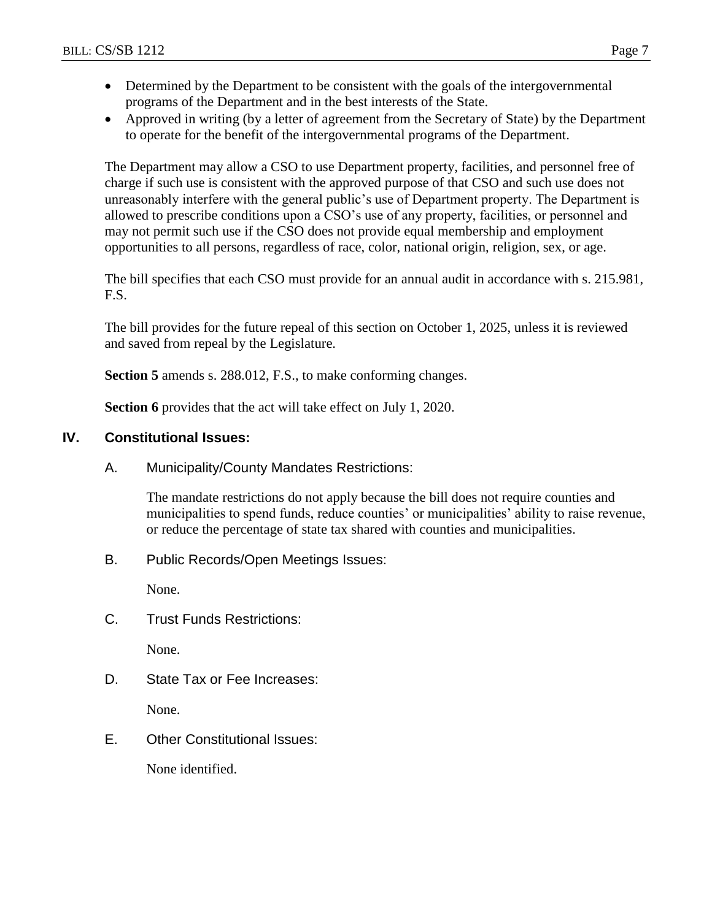- Determined by the Department to be consistent with the goals of the intergovernmental programs of the Department and in the best interests of the State.
- Approved in writing (by a letter of agreement from the Secretary of State) by the Department to operate for the benefit of the intergovernmental programs of the Department.

The Department may allow a CSO to use Department property, facilities, and personnel free of charge if such use is consistent with the approved purpose of that CSO and such use does not unreasonably interfere with the general public's use of Department property. The Department is allowed to prescribe conditions upon a CSO's use of any property, facilities, or personnel and may not permit such use if the CSO does not provide equal membership and employment opportunities to all persons, regardless of race, color, national origin, religion, sex, or age.

The bill specifies that each CSO must provide for an annual audit in accordance with s. 215.981, F.S.

The bill provides for the future repeal of this section on October 1, 2025, unless it is reviewed and saved from repeal by the Legislature.

**Section 5** amends s. 288.012, F.S., to make conforming changes.

**Section 6** provides that the act will take effect on July 1, 2020.

## IV. Constitutional Issues:

### A. Municipality/County Mandates Restrictions:

The mandate restrictions do not apply because the bill does not require counties and municipalities to spend funds, reduce counties' or municipalities' ability to raise revenue, or reduce the percentage of state tax shared with counties and municipalities.

### B. Public Records/Open Meetings Issues:

None.

### C. Trust Funds Restrictions:

None.

### D. State Tax or Fee Increases:

None.

### E. Other Constitutional Issues:

None identified.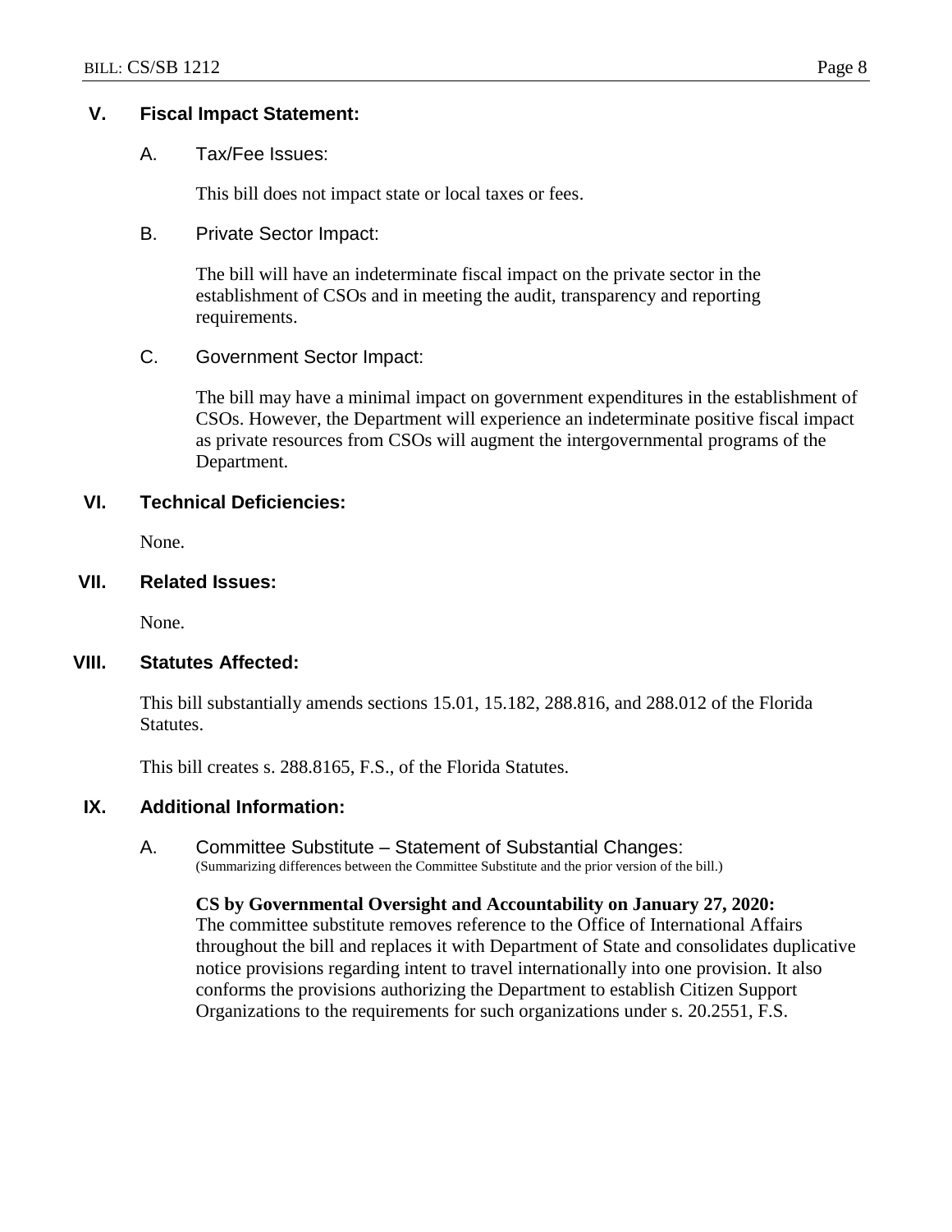## V. Fiscal Impact Statement:

### A. Tax/Fee Issues:

This bill does not impact state or local taxes or fees.

### B. Private Sector Impact:

The bill will have an indeterminate fiscal impact on the private sector in the establishment of CSOs and in meeting the audit, transparency and reporting requirements.

### C. Government Sector Impact:

The bill may have a minimal impact on government expenditures in the establishment of CSOs. However, the Department will experience an indeterminate positive fiscal impact as private resources from CSOs will augment the intergovernmental programs of the Department.

## VI. Technical Deficiencies:

None.

## VII. Related Issues:

None.

## VIII. Statutes Affected:

This bill substantially amends sections 15.01, 15.182, 288.816, and 288.012 of the Florida Statutes.

This bill creates s. 288.8165, F.S., of the Florida Statutes.

## IX. Additional Information:

### A. Committee Substitute – Statement of Substantial Changes:

(Summarizing differences between the Committee Substitute and the prior version of the bill.)

**CS by Governmental Oversight and Accountability on January 27, 2020:**
The committee substitute removes reference to the Office of International Affairs throughout the bill and replaces it with Department of State and consolidates duplicative notice provisions regarding intent to travel internationally into one provision. It also conforms the provisions authorizing the Department to establish Citizen Support Organizations to the requirements for such organizations under s. 20.2551, F.S.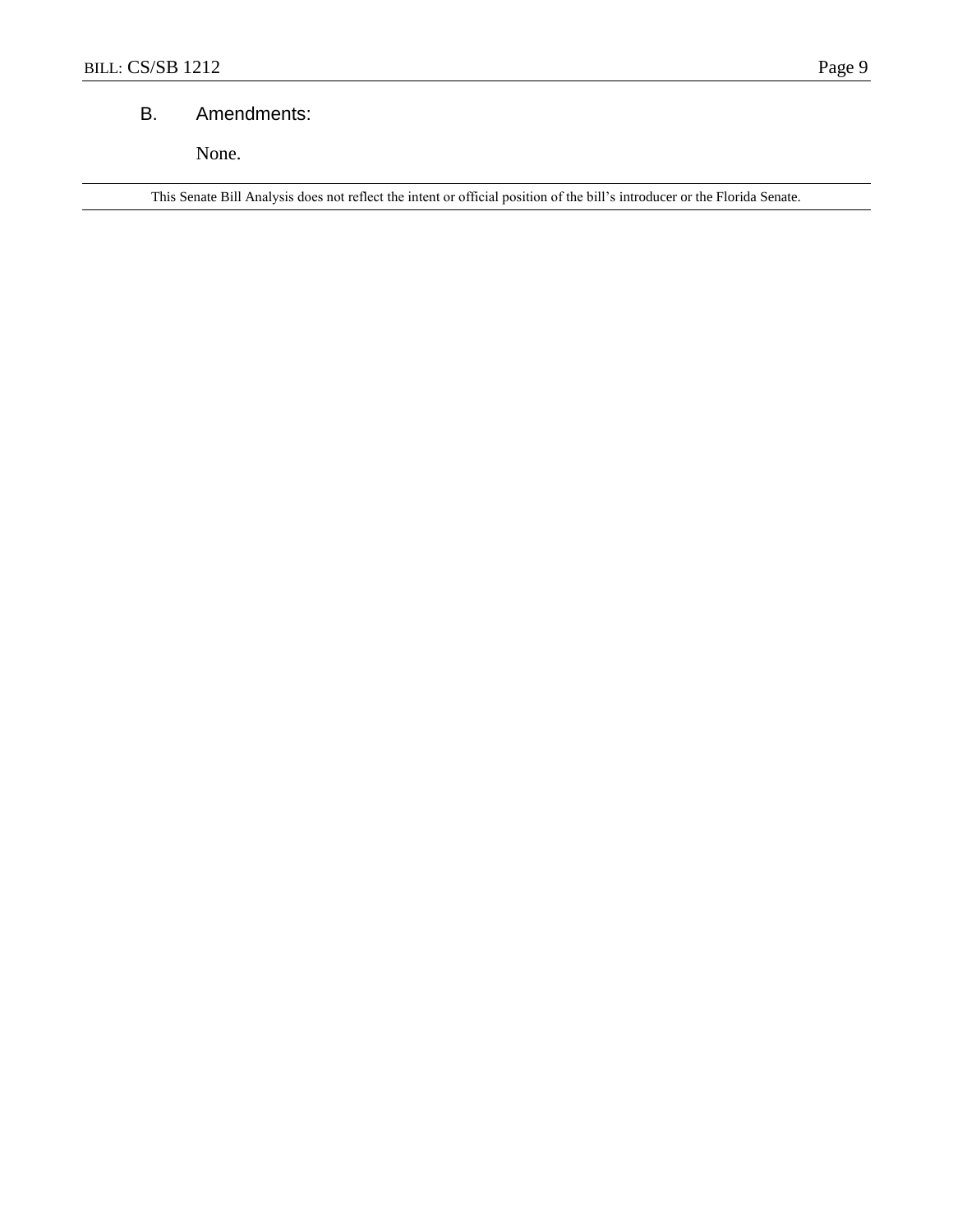## B. Amendments:

None.

---

This Senate Bill Analysis does not reflect the intent or official position of the bill's introducer or the Florida Senate.

---